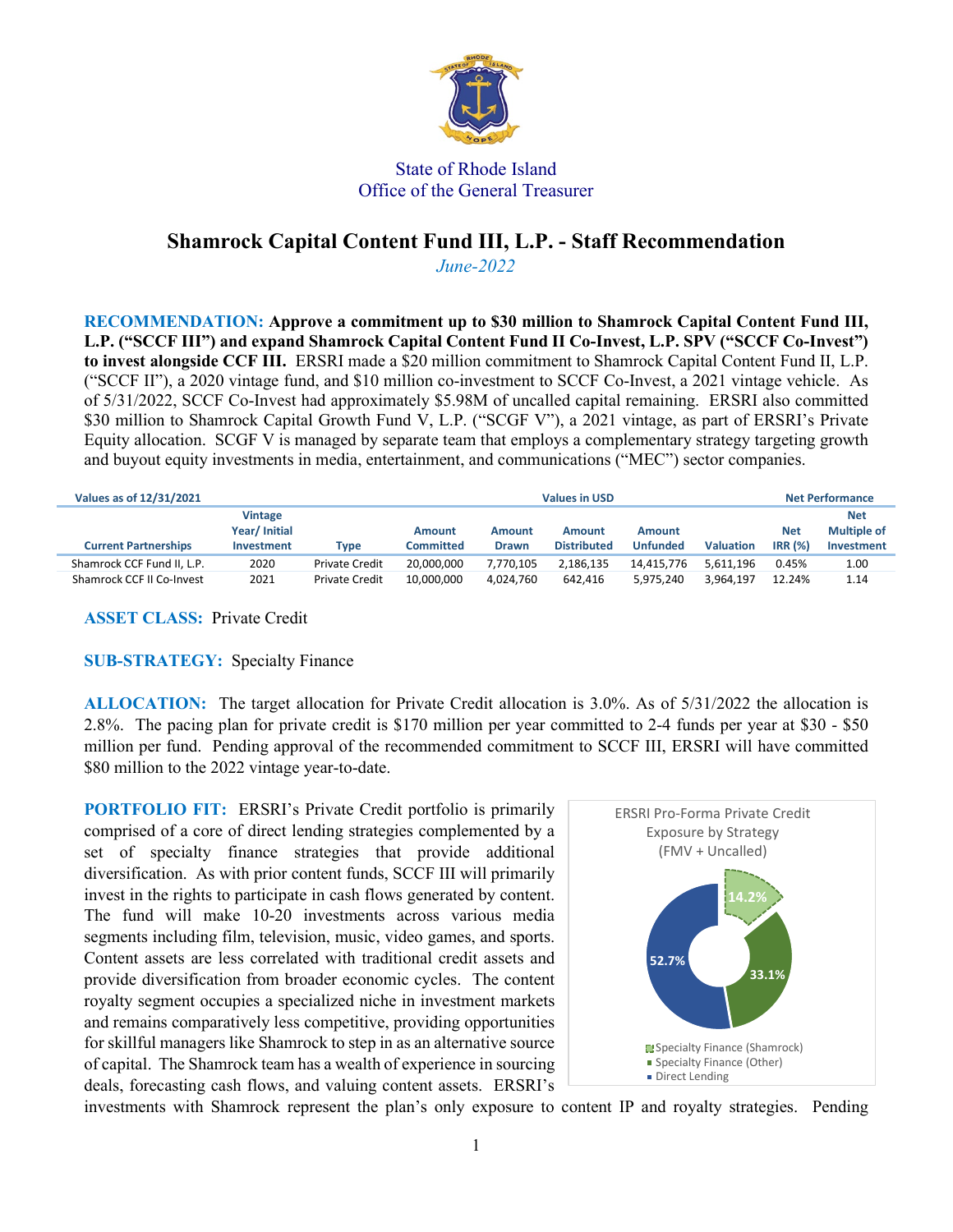State of Rhode Island
Office of the General Treasurer

# Shamrock Capital Content Fund III, L.P. - Staff Recommendation

*June-2022*

**RECOMMENDATION: Approve a commitment up to $30 million to Shamrock Capital Content Fund III, L.P. ("SCCF III") and expand Shamrock Capital Content Fund II Co-Invest, L.P. SPV ("SCCF Co-Invest") to invest alongside CCF III.** ERSRI made a $20 million commitment to Shamrock Capital Content Fund II, L.P. ("SCCF II"), a 2020 vintage fund, and $10 million co-investment to SCCF Co-Invest, a 2021 vintage vehicle. As of 5/31/2022, SCCF Co-Invest had approximately $5.98M of uncalled capital remaining. ERSRI also committed $30 million to Shamrock Capital Growth Fund V, L.P. ("SCGF V"), a 2021 vintage, as part of ERSRI's Private Equity allocation. SCGF V is managed by separate team that employs a complementary strategy targeting growth and buyout equity investments in media, entertainment, and communications ("MEC") sector companies.

| Values as of 12/31/2021 | | | Values in USD | | | | | Net Performance | |
|---|---|---|---|---|---|---|---|---|---|
| Current Partnerships | Vintage Year/ Initial Investment | Type | Amount Committed | Amount Drawn | Amount Distributed | Amount Unfunded | Valuation | Net IRR (%) | Net Multiple of Investment |
| Shamrock CCF Fund II, L.P. | 2020 | Private Credit | 20,000,000 | 7,770,105 | 2,186,135 | 14,415,776 | 5,611,196 | 0.45% | 1.00 |
| Shamrock CCF II Co-Invest | 2021 | Private Credit | 10,000,000 | 4,024,760 | 642,416 | 5,975,240 | 3,964,197 | 12.24% | 1.14 |

**ASSET CLASS:** Private Credit

**SUB-STRATEGY:** Specialty Finance

**ALLOCATION:** The target allocation for Private Credit allocation is 3.0%. As of 5/31/2022 the allocation is 2.8%. The pacing plan for private credit is $170 million per year committed to 2-4 funds per year at $30 - $50 million per fund. Pending approval of the recommended commitment to SCCF III, ERSRI will have committed $80 million to the 2022 vintage year-to-date.

**PORTFOLIO FIT:** ERSRI's Private Credit portfolio is primarily comprised of a core of direct lending strategies complemented by a set of specialty finance strategies that provide additional diversification. As with prior content funds, SCCF III will primarily invest in the rights to participate in cash flows generated by content. The fund will make 10-20 investments across various media segments including film, television, music, video games, and sports. Content assets are less correlated with traditional credit assets and provide diversification from broader economic cycles. The content royalty segment occupies a specialized niche in investment markets and remains comparatively less competitive, providing opportunities for skillful managers like Shamrock to step in as an alternative source of capital. The Shamrock team has a wealth of experience in sourcing deals, forecasting cash flows, and valuing content assets. ERSRI's investments with Shamrock represent the plan's only exposure to content IP and royalty strategies. Pending

ERSRI Pro-Forma Private Credit Exposure by Strategy (FMV + Uncalled)

| Strategy | Exposure |
|---|---|
| Specialty Finance (Shamrock) | 14.2% |
| Specialty Finance (Other) | 33.1% |
| Direct Lending | 52.7% |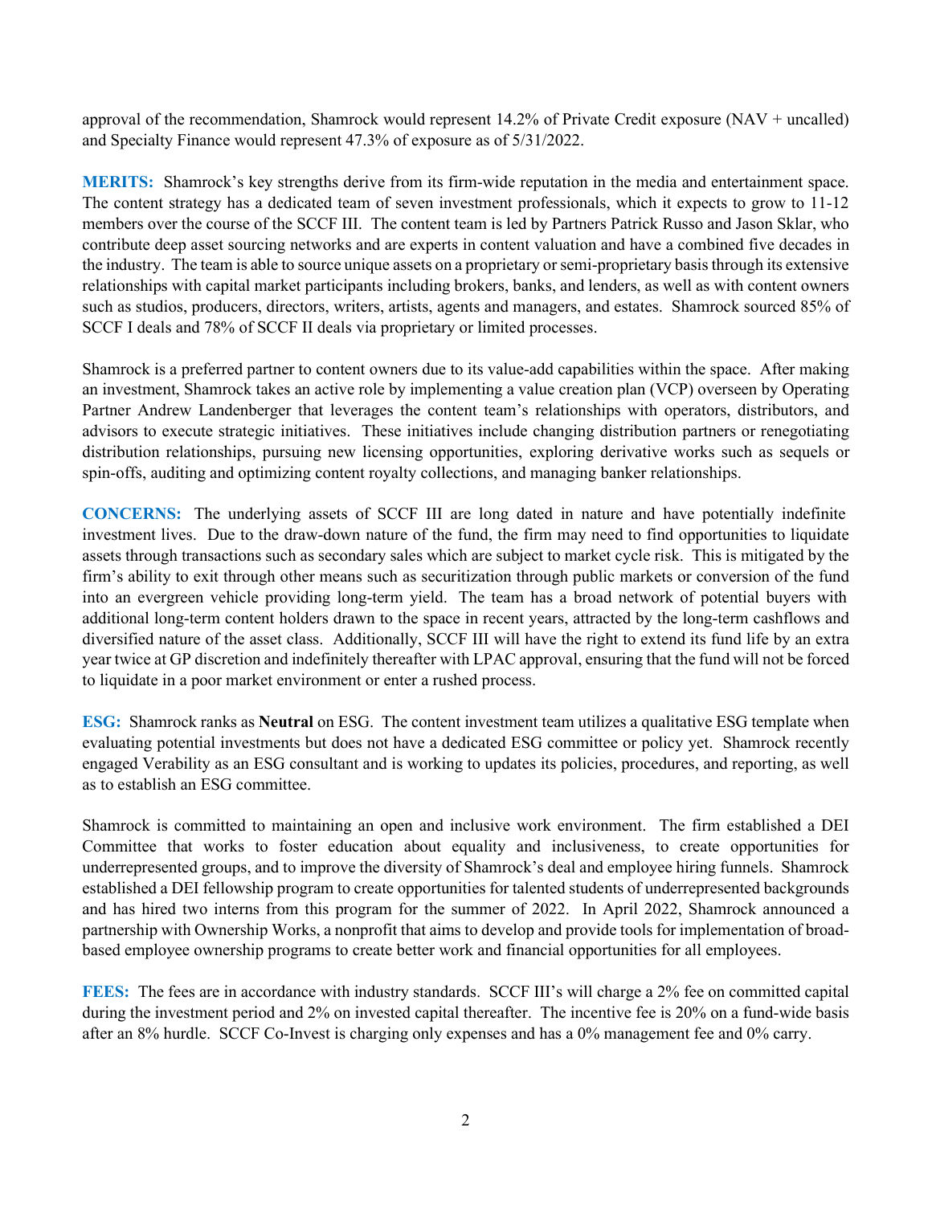approval of the recommendation, Shamrock would represent 14.2% of Private Credit exposure (NAV + uncalled) and Specialty Finance would represent 47.3% of exposure as of 5/31/2022.

**MERITS:** Shamrock's key strengths derive from its firm-wide reputation in the media and entertainment space. The content strategy has a dedicated team of seven investment professionals, which it expects to grow to 11-12 members over the course of the SCCF III. The content team is led by Partners Patrick Russo and Jason Sklar, who contribute deep asset sourcing networks and are experts in content valuation and have a combined five decades in the industry. The team is able to source unique assets on a proprietary or semi-proprietary basis through its extensive relationships with capital market participants including brokers, banks, and lenders, as well as with content owners such as studios, producers, directors, writers, artists, agents and managers, and estates. Shamrock sourced 85% of SCCF I deals and 78% of SCCF II deals via proprietary or limited processes.

Shamrock is a preferred partner to content owners due to its value-add capabilities within the space. After making an investment, Shamrock takes an active role by implementing a value creation plan (VCP) overseen by Operating Partner Andrew Landenberger that leverages the content team's relationships with operators, distributors, and advisors to execute strategic initiatives. These initiatives include changing distribution partners or renegotiating distribution relationships, pursuing new licensing opportunities, exploring derivative works such as sequels or spin-offs, auditing and optimizing content royalty collections, and managing banker relationships.

**CONCERNS:** The underlying assets of SCCF III are long dated in nature and have potentially indefinite investment lives. Due to the draw-down nature of the fund, the firm may need to find opportunities to liquidate assets through transactions such as secondary sales which are subject to market cycle risk. This is mitigated by the firm's ability to exit through other means such as securitization through public markets or conversion of the fund into an evergreen vehicle providing long-term yield. The team has a broad network of potential buyers with additional long-term content holders drawn to the space in recent years, attracted by the long-term cashflows and diversified nature of the asset class. Additionally, SCCF III will have the right to extend its fund life by an extra year twice at GP discretion and indefinitely thereafter with LPAC approval, ensuring that the fund will not be forced to liquidate in a poor market environment or enter a rushed process.

**ESG:** Shamrock ranks as **Neutral** on ESG. The content investment team utilizes a qualitative ESG template when evaluating potential investments but does not have a dedicated ESG committee or policy yet. Shamrock recently engaged Verability as an ESG consultant and is working to updates its policies, procedures, and reporting, as well as to establish an ESG committee.

Shamrock is committed to maintaining an open and inclusive work environment. The firm established a DEI Committee that works to foster education about equality and inclusiveness, to create opportunities for underrepresented groups, and to improve the diversity of Shamrock's deal and employee hiring funnels. Shamrock established a DEI fellowship program to create opportunities for talented students of underrepresented backgrounds and has hired two interns from this program for the summer of 2022. In April 2022, Shamrock announced a partnership with Ownership Works, a nonprofit that aims to develop and provide tools for implementation of broad-based employee ownership programs to create better work and financial opportunities for all employees.

**FEES:** The fees are in accordance with industry standards. SCCF III's will charge a 2% fee on committed capital during the investment period and 2% on invested capital thereafter. The incentive fee is 20% on a fund-wide basis after an 8% hurdle. SCCF Co-Invest is charging only expenses and has a 0% management fee and 0% carry.